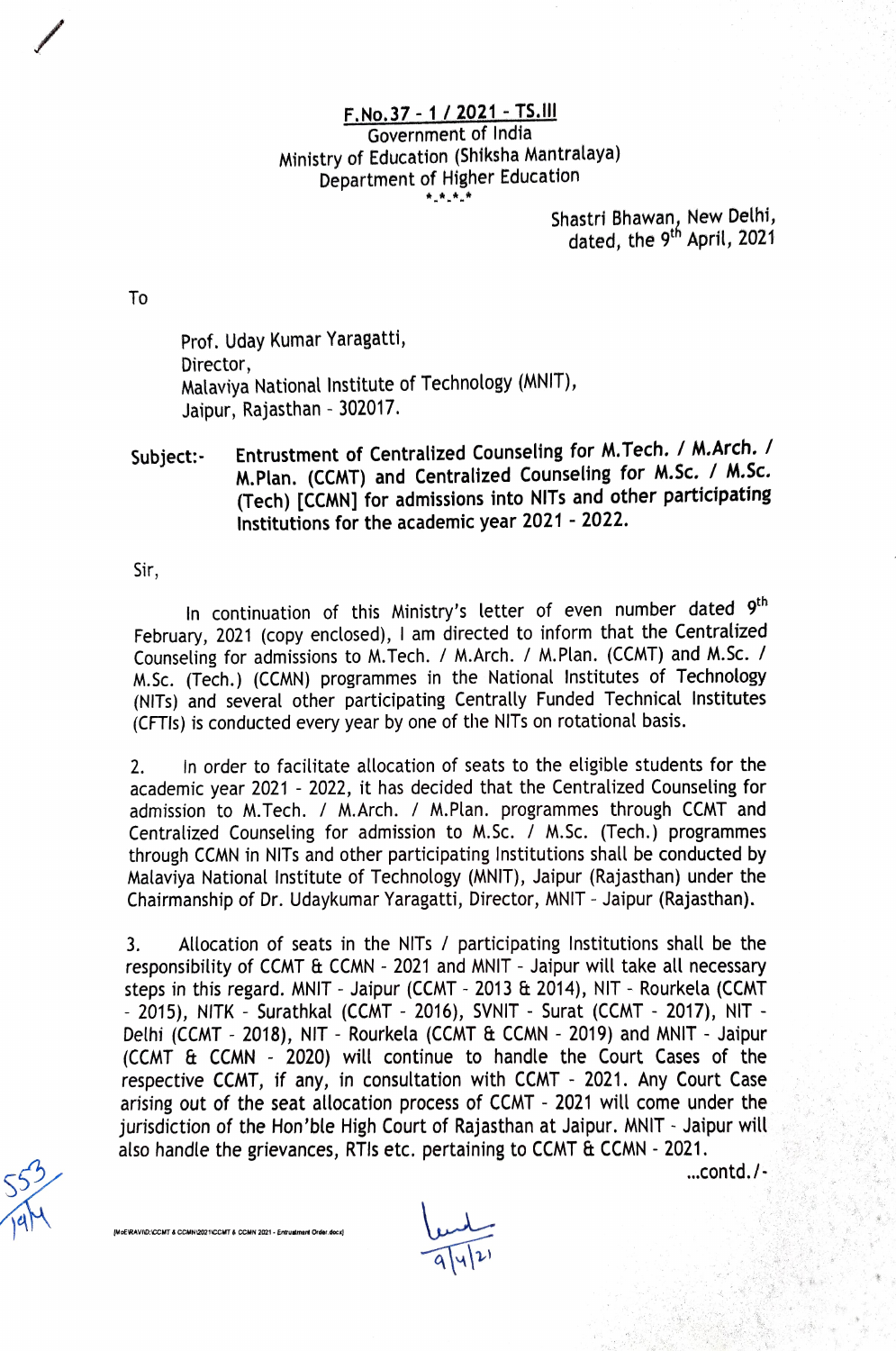F.No.37 - 1 / 2021 - TS.III

Government of India
Ministry of Education (Shiksha Mantralaya)
Department of Higher Education

\*-\*-\*-\*

Shastri Bhawan, New Delhi,
dated, the 9th April, 2021

To

Prof. Uday Kumar Yaragatti,
Director,
Malaviya National Institute of Technology (MNIT),
Jaipur, Rajasthan - 302017.

**Subject:-** **Entrustment of Centralized Counseling for M.Tech. / M.Arch. / M.Plan. (CCMT) and Centralized Counseling for M.Sc. / M.Sc. (Tech) [CCMN] for admissions into NITs and other participating Institutions for the academic year 2021 - 2022.**

Sir,

In continuation of this Ministry's letter of even number dated 9th February, 2021 (copy enclosed), I am directed to inform that the Centralized Counseling for admissions to M.Tech. / M.Arch. / M.Plan. (CCMT) and M.Sc. / M.Sc. (Tech.) (CCMN) programmes in the National Institutes of Technology (NITs) and several other participating Centrally Funded Technical Institutes (CFTIs) is conducted every year by one of the NITs on rotational basis.

2. In order to facilitate allocation of seats to the eligible students for the academic year 2021 - 2022, it has decided that the Centralized Counseling for admission to M.Tech. / M.Arch. / M.Plan. programmes through CCMT and Centralized Counseling for admission to M.Sc. / M.Sc. (Tech.) programmes through CCMN in NITs and other participating Institutions shall be conducted by Malaviya National Institute of Technology (MNIT), Jaipur (Rajasthan) under the Chairmanship of Dr. Udaykumar Yaragatti, Director, MNIT - Jaipur (Rajasthan).

3. Allocation of seats in the NITs / participating Institutions shall be the responsibility of CCMT & CCMN - 2021 and MNIT - Jaipur will take all necessary steps in this regard. MNIT - Jaipur (CCMT - 2013 & 2014), NIT - Rourkela (CCMT - 2015), NITK - Surathkal (CCMT - 2016), SVNIT - Surat (CCMT - 2017), NIT - Delhi (CCMT - 2018), NIT - Rourkela (CCMT & CCMN - 2019) and MNIT - Jaipur (CCMT & CCMN - 2020) will continue to handle the Court Cases of the respective CCMT, if any, in consultation with CCMT - 2021. Any Court Case arising out of the seat allocation process of CCMT - 2021 will come under the jurisdiction of the Hon'ble High Court of Rajasthan at Jaipur. MNIT - Jaipur will also handle the grievances, RTIs etc. pertaining to CCMT & CCMN - 2021.

...contd./-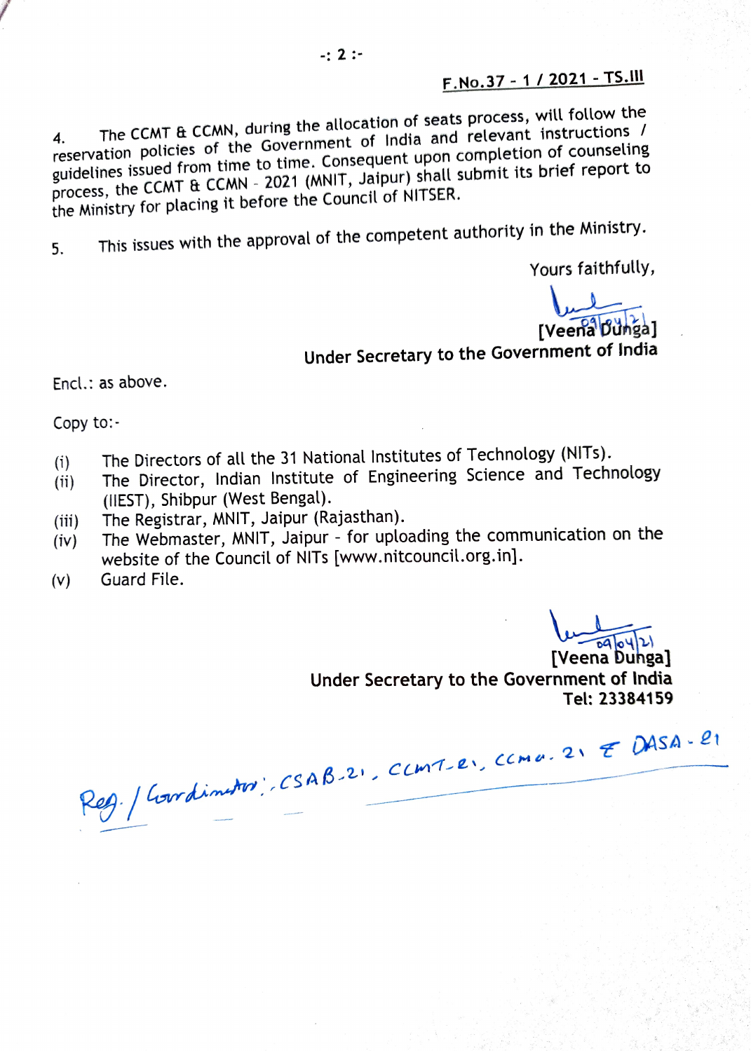F.No.37 - 1 / 2021 - TS.III

4. The CCMT & CCMN, during the allocation of seats process, will follow the reservation policies of the Government of India and relevant instructions / guidelines issued from time to time. Consequent upon completion of counseling process, the CCMT & CCMN - 2021 (MNIT, Jaipur) shall submit its brief report to the Ministry for placing it before the Council of NITSER.

5. This issues with the approval of the competent authority in the Ministry.

Yours faithfully,

09/04/21

[Veena Dunga]

**Under Secretary to the Government of India**

Encl.: as above.

Copy to:-

(i) The Directors of all the 31 National Institutes of Technology (NITs).

(ii) The Director, Indian Institute of Engineering Science and Technology (IIEST), Shibpur (West Bengal).

(iii) The Registrar, MNIT, Jaipur (Rajasthan).

(iv) The Webmaster, MNIT, Jaipur - for uploading the communication on the website of the Council of NITs [www.nitcouncil.org.in].

(v) Guard File.

09/04/21

[Veena Dunga]

**Under Secretary to the Government of India**

**Tel: 23384159**

Reg. / Coordinator : CSAB-21, CCMT-21, CCMN-21 & DASA-21